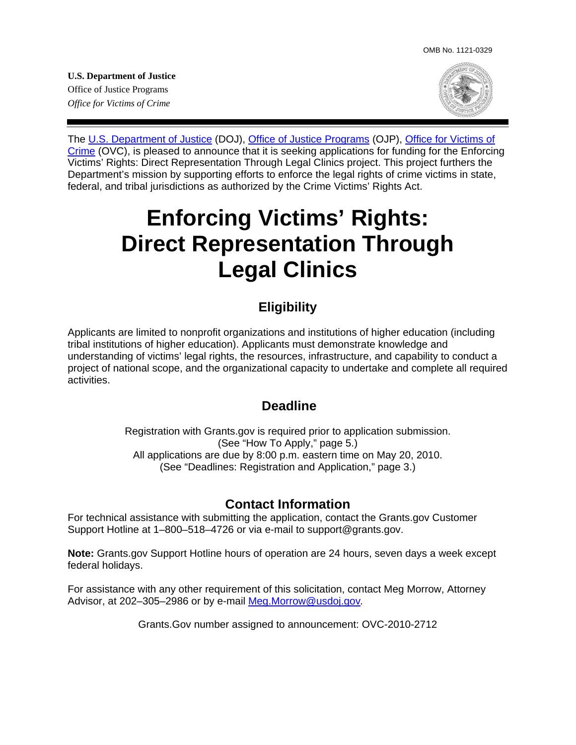OMB No. 1121-0329

**U.S. Department of Justice**
Office of Justice Programs
*Office for Victims of Crime*

The [U.S. Department of Justice](#) (DOJ), [Office of Justice Programs](#) (OJP), [Office for Victims of Crime](#) (OVC), is pleased to announce that it is seeking applications for funding for the Enforcing Victims' Rights: Direct Representation Through Legal Clinics project. This project furthers the Department's mission by supporting efforts to enforce the legal rights of crime victims in state, federal, and tribal jurisdictions as authorized by the Crime Victims' Rights Act.

# Enforcing Victims' Rights: Direct Representation Through Legal Clinics

## Eligibility

Applicants are limited to nonprofit organizations and institutions of higher education (including tribal institutions of higher education). Applicants must demonstrate knowledge and understanding of victims' legal rights, the resources, infrastructure, and capability to conduct a project of national scope, and the organizational capacity to undertake and complete all required activities.

## Deadline

Registration with Grants.gov is required prior to application submission.
(See "How To Apply," page 5.)
All applications are due by 8:00 p.m. eastern time on May 20, 2010.
(See "Deadlines: Registration and Application," page 3.)

## Contact Information

For technical assistance with submitting the application, contact the Grants.gov Customer Support Hotline at 1–800–518–4726 or via e-mail to support@grants.gov.

**Note:** Grants.gov Support Hotline hours of operation are 24 hours, seven days a week except federal holidays.

For assistance with any other requirement of this solicitation, contact Meg Morrow, Attorney Advisor, at 202–305–2986 or by e-mail [Meg.Morrow@usdoj.gov](mailto:Meg.Morrow@usdoj.gov).

Grants.Gov number assigned to announcement: OVC-2010-2712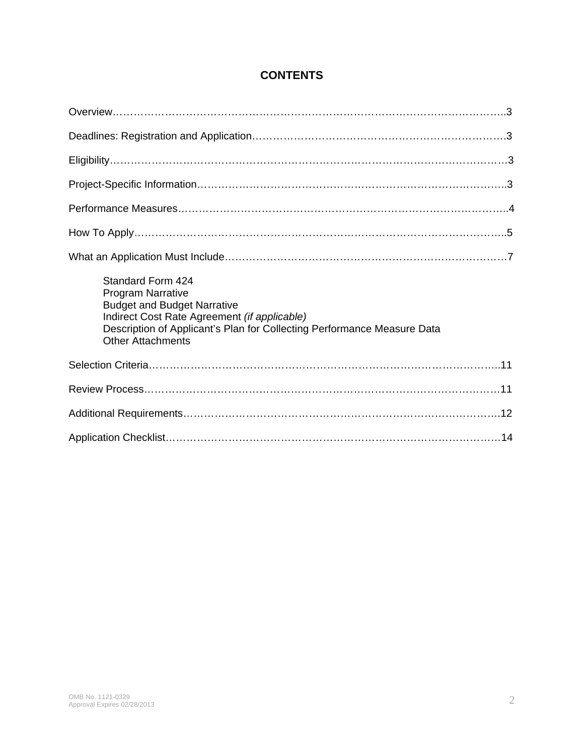# CONTENTS

Overview……………………………………………………………………………………………..3

Deadlines: Registration and Application……………………………………………………………….3

Eligibility…………………………………………………………………………………………………3

Project-Specific Information…………………………………………………………………………..3

Performance Measures……………………………………………………………………………….4

How To Apply…………………………………………………………………………………………..5

What an Application Must Include……………………………………………………………………7

- Standard Form 424
- Program Narrative
- Budget and Budget Narrative
- Indirect Cost Rate Agreement *(if applicable)*
- Description of Applicant's Plan for Collecting Performance Measure Data
- Other Attachments

Selection Criteria……………………………………………………………………………………..11

Review Process……………………………………………………………………………………….11

Additional Requirements…………………………………………………………………………….12

Application Checklist…………………………………………………………………………………14

OMB No. 1121-0329
Approval Expires 02/28/2013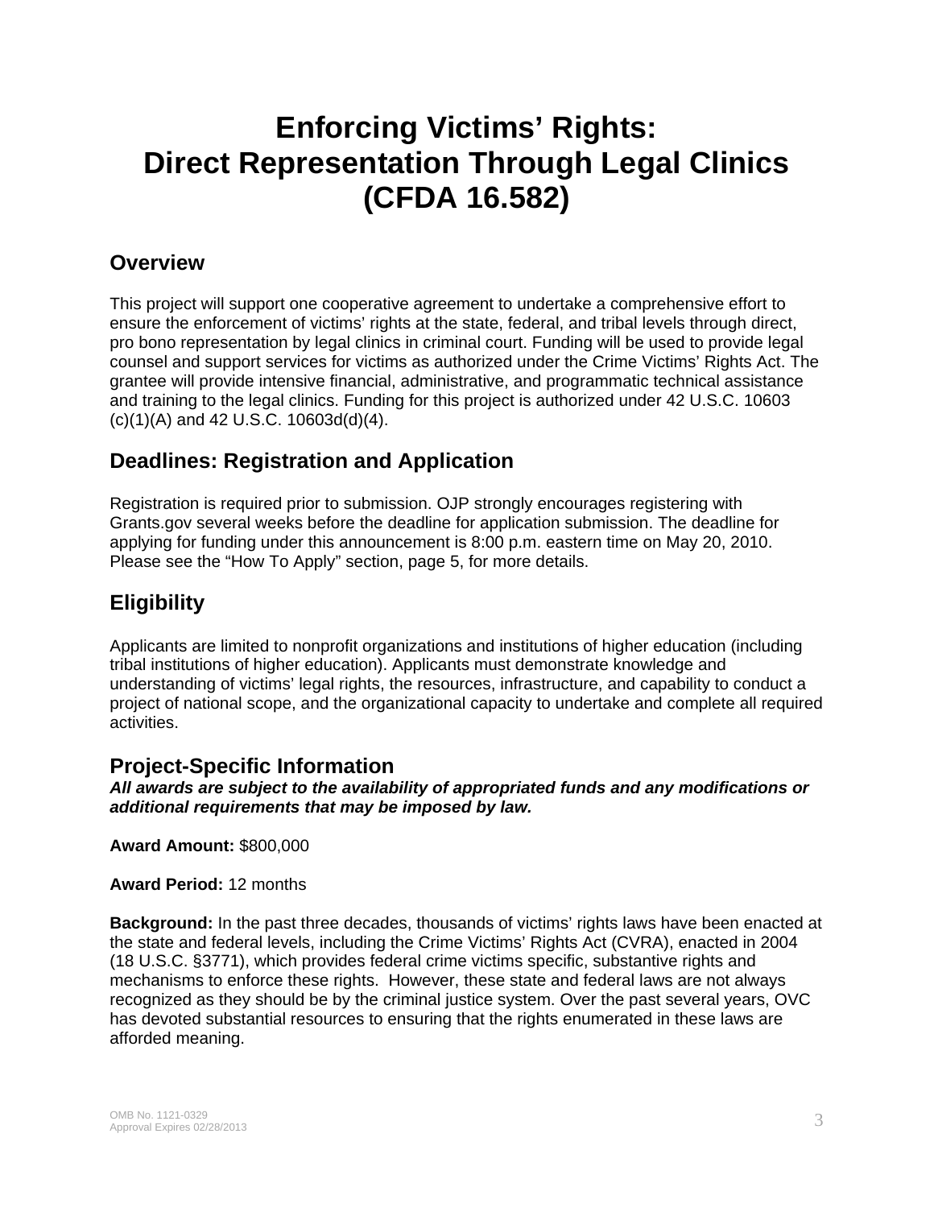# Enforcing Victims' Rights: Direct Representation Through Legal Clinics (CFDA 16.582)

## Overview

This project will support one cooperative agreement to undertake a comprehensive effort to ensure the enforcement of victims' rights at the state, federal, and tribal levels through direct, pro bono representation by legal clinics in criminal court. Funding will be used to provide legal counsel and support services for victims as authorized under the Crime Victims' Rights Act. The grantee will provide intensive financial, administrative, and programmatic technical assistance and training to the legal clinics. Funding for this project is authorized under 42 U.S.C. 10603 (c)(1)(A) and 42 U.S.C. 10603d(d)(4).

## Deadlines: Registration and Application

Registration is required prior to submission. OJP strongly encourages registering with Grants.gov several weeks before the deadline for application submission. The deadline for applying for funding under this announcement is 8:00 p.m. eastern time on May 20, 2010. Please see the "How To Apply" section, page 5, for more details.

## Eligibility

Applicants are limited to nonprofit organizations and institutions of higher education (including tribal institutions of higher education). Applicants must demonstrate knowledge and understanding of victims' legal rights, the resources, infrastructure, and capability to conduct a project of national scope, and the organizational capacity to undertake and complete all required activities.

## Project-Specific Information

***All awards are subject to the availability of appropriated funds and any modifications or additional requirements that may be imposed by law.***

**Award Amount:** $800,000

**Award Period:** 12 months

**Background:** In the past three decades, thousands of victims' rights laws have been enacted at the state and federal levels, including the Crime Victims' Rights Act (CVRA), enacted in 2004 (18 U.S.C. §3771), which provides federal crime victims specific, substantive rights and mechanisms to enforce these rights. However, these state and federal laws are not always recognized as they should be by the criminal justice system. Over the past several years, OVC has devoted substantial resources to ensuring that the rights enumerated in these laws are afforded meaning.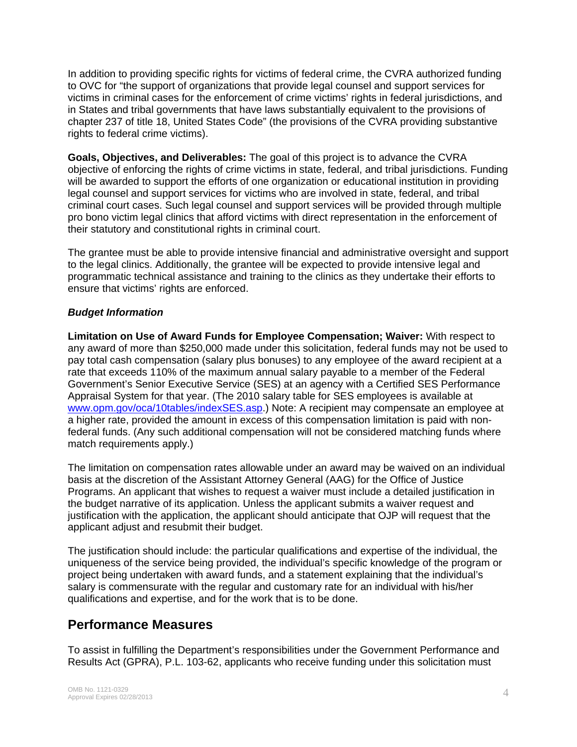In addition to providing specific rights for victims of federal crime, the CVRA authorized funding to OVC for "the support of organizations that provide legal counsel and support services for victims in criminal cases for the enforcement of crime victims' rights in federal jurisdictions, and in States and tribal governments that have laws substantially equivalent to the provisions of chapter 237 of title 18, United States Code" (the provisions of the CVRA providing substantive rights to federal crime victims).

**Goals, Objectives, and Deliverables:** The goal of this project is to advance the CVRA objective of enforcing the rights of crime victims in state, federal, and tribal jurisdictions. Funding will be awarded to support the efforts of one organization or educational institution in providing legal counsel and support services for victims who are involved in state, federal, and tribal criminal court cases. Such legal counsel and support services will be provided through multiple pro bono victim legal clinics that afford victims with direct representation in the enforcement of their statutory and constitutional rights in criminal court.

The grantee must be able to provide intensive financial and administrative oversight and support to the legal clinics. Additionally, the grantee will be expected to provide intensive legal and programmatic technical assistance and training to the clinics as they undertake their efforts to ensure that victims' rights are enforced.

***Budget Information***

**Limitation on Use of Award Funds for Employee Compensation; Waiver:** With respect to any award of more than $250,000 made under this solicitation, federal funds may not be used to pay total cash compensation (salary plus bonuses) to any employee of the award recipient at a rate that exceeds 110% of the maximum annual salary payable to a member of the Federal Government's Senior Executive Service (SES) at an agency with a Certified SES Performance Appraisal System for that year. (The 2010 salary table for SES employees is available at www.opm.gov/oca/10tables/indexSES.asp.) Note: A recipient may compensate an employee at a higher rate, provided the amount in excess of this compensation limitation is paid with non-federal funds. (Any such additional compensation will not be considered matching funds where match requirements apply.)

The limitation on compensation rates allowable under an award may be waived on an individual basis at the discretion of the Assistant Attorney General (AAG) for the Office of Justice Programs. An applicant that wishes to request a waiver must include a detailed justification in the budget narrative of its application. Unless the applicant submits a waiver request and justification with the application, the applicant should anticipate that OJP will request that the applicant adjust and resubmit their budget.

The justification should include: the particular qualifications and expertise of the individual, the uniqueness of the service being provided, the individual's specific knowledge of the program or project being undertaken with award funds, and a statement explaining that the individual's salary is commensurate with the regular and customary rate for an individual with his/her qualifications and expertise, and for the work that is to be done.

## Performance Measures

To assist in fulfilling the Department's responsibilities under the Government Performance and Results Act (GPRA), P.L. 103-62, applicants who receive funding under this solicitation must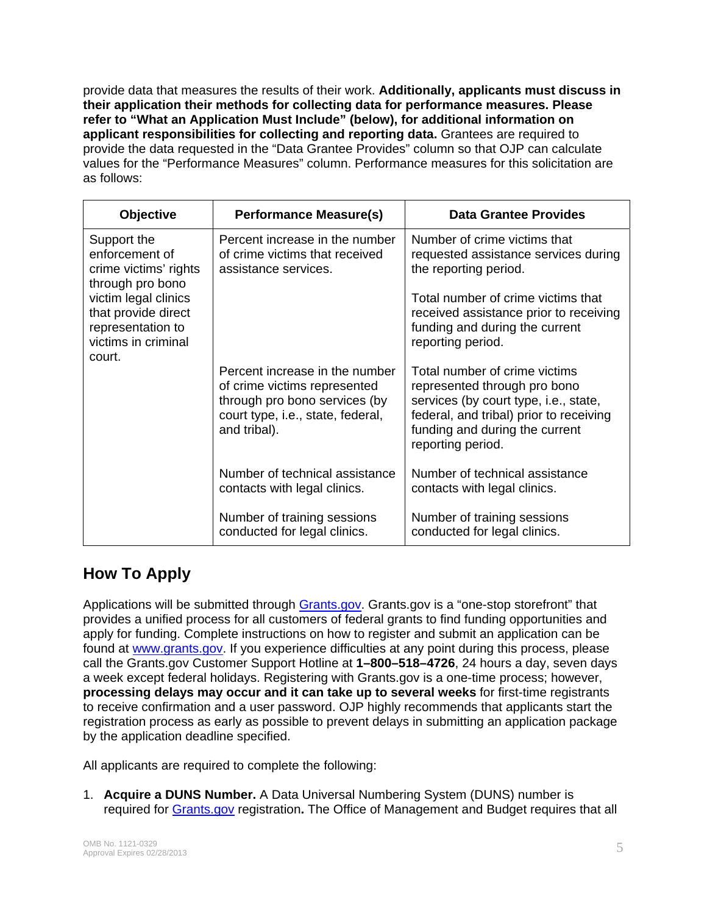provide data that measures the results of their work. **Additionally, applicants must discuss in their application their methods for collecting data for performance measures. Please refer to "What an Application Must Include" (below), for additional information on applicant responsibilities for collecting and reporting data.** Grantees are required to provide the data requested in the "Data Grantee Provides" column so that OJP can calculate values for the "Performance Measures" column. Performance measures for this solicitation are as follows:

| Objective | Performance Measure(s) | Data Grantee Provides |
|---|---|---|
| Support the enforcement of crime victims' rights through pro bono victim legal clinics that provide direct representation to victims in criminal court. | Percent increase in the number of crime victims that received assistance services. | Number of crime victims that requested assistance services during the reporting period.<br><br>Total number of crime victims that received assistance prior to receiving funding and during the current reporting period. |
| | Percent increase in the number of crime victims represented through pro bono services (by court type, i.e., state, federal, and tribal). | Total number of crime victims represented through pro bono services (by court type, i.e., state, federal, and tribal) prior to receiving funding and during the current reporting period. |
| | Number of technical assistance contacts with legal clinics. | Number of technical assistance contacts with legal clinics. |
| | Number of training sessions conducted for legal clinics. | Number of training sessions conducted for legal clinics. |

## How To Apply

Applications will be submitted through Grants.gov. Grants.gov is a "one-stop storefront" that provides a unified process for all customers of federal grants to find funding opportunities and apply for funding. Complete instructions on how to register and submit an application can be found at www.grants.gov. If you experience difficulties at any point during this process, please call the Grants.gov Customer Support Hotline at **1–800–518–4726**, 24 hours a day, seven days a week except federal holidays. Registering with Grants.gov is a one-time process; however, **processing delays may occur and it can take up to several weeks** for first-time registrants to receive confirmation and a user password. OJP highly recommends that applicants start the registration process as early as possible to prevent delays in submitting an application package by the application deadline specified.

All applicants are required to complete the following:

1. **Acquire a DUNS Number.** A Data Universal Numbering System (DUNS) number is required for Grants.gov registration**.** The Office of Management and Budget requires that all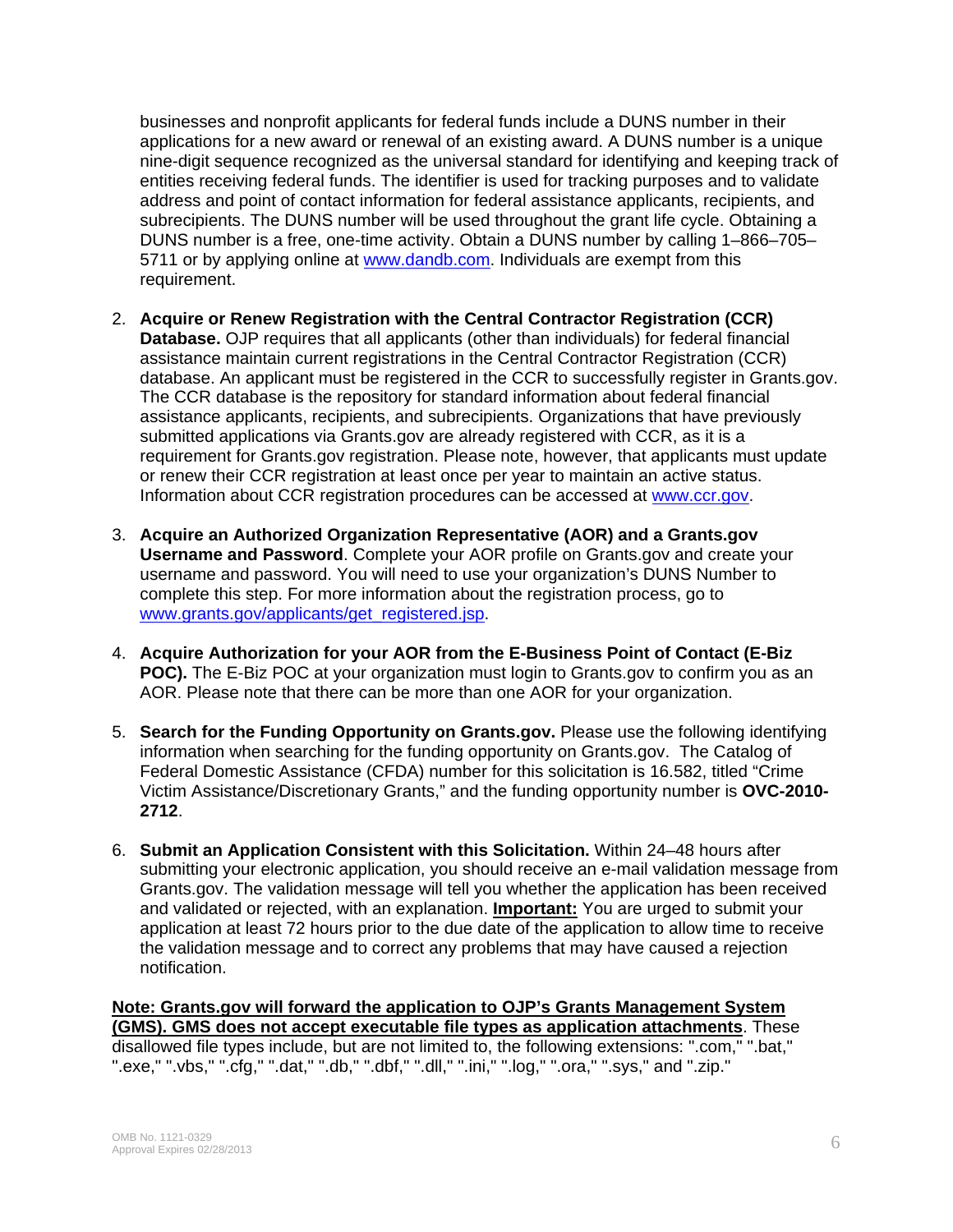businesses and nonprofit applicants for federal funds include a DUNS number in their applications for a new award or renewal of an existing award. A DUNS number is a unique nine-digit sequence recognized as the universal standard for identifying and keeping track of entities receiving federal funds. The identifier is used for tracking purposes and to validate address and point of contact information for federal assistance applicants, recipients, and subrecipients. The DUNS number will be used throughout the grant life cycle. Obtaining a DUNS number is a free, one-time activity. Obtain a DUNS number by calling 1–866–705–5711 or by applying online at www.dandb.com. Individuals are exempt from this requirement.

2. **Acquire or Renew Registration with the Central Contractor Registration (CCR) Database.** OJP requires that all applicants (other than individuals) for federal financial assistance maintain current registrations in the Central Contractor Registration (CCR) database. An applicant must be registered in the CCR to successfully register in Grants.gov. The CCR database is the repository for standard information about federal financial assistance applicants, recipients, and subrecipients. Organizations that have previously submitted applications via Grants.gov are already registered with CCR, as it is a requirement for Grants.gov registration. Please note, however, that applicants must update or renew their CCR registration at least once per year to maintain an active status. Information about CCR registration procedures can be accessed at www.ccr.gov.

3. **Acquire an Authorized Organization Representative (AOR) and a Grants.gov Username and Password**. Complete your AOR profile on Grants.gov and create your username and password. You will need to use your organization's DUNS Number to complete this step. For more information about the registration process, go to www.grants.gov/applicants/get_registered.jsp.

4. **Acquire Authorization for your AOR from the E-Business Point of Contact (E-Biz POC).** The E-Biz POC at your organization must login to Grants.gov to confirm you as an AOR. Please note that there can be more than one AOR for your organization.

5. **Search for the Funding Opportunity on Grants.gov.** Please use the following identifying information when searching for the funding opportunity on Grants.gov. The Catalog of Federal Domestic Assistance (CFDA) number for this solicitation is 16.582, titled "Crime Victim Assistance/Discretionary Grants," and the funding opportunity number is **OVC-2010-2712**.

6. **Submit an Application Consistent with this Solicitation.** Within 24–48 hours after submitting your electronic application, you should receive an e-mail validation message from Grants.gov. The validation message will tell you whether the application has been received and validated or rejected, with an explanation. **Important:** You are urged to submit your application at least 72 hours prior to the due date of the application to allow time to receive the validation message and to correct any problems that may have caused a rejection notification.

**Note: Grants.gov will forward the application to OJP's Grants Management System (GMS). GMS does not accept executable file types as application attachments**. These disallowed file types include, but are not limited to, the following extensions: ".com," ".bat," ".exe," ".vbs," ".cfg," ".dat," ".db," ".dbf," ".dll," ".ini," ".log," ".ora," ".sys," and ".zip."

OMB No. 1121-0329
Approval Expires 02/28/2013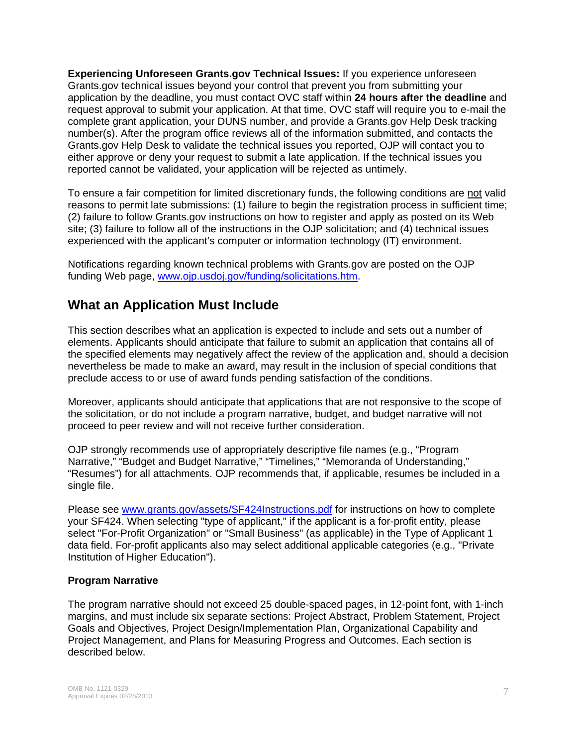**Experiencing Unforeseen Grants.gov Technical Issues:** If you experience unforeseen Grants.gov technical issues beyond your control that prevent you from submitting your application by the deadline, you must contact OVC staff within **24 hours after the deadline** and request approval to submit your application. At that time, OVC staff will require you to e-mail the complete grant application, your DUNS number, and provide a Grants.gov Help Desk tracking number(s). After the program office reviews all of the information submitted, and contacts the Grants.gov Help Desk to validate the technical issues you reported, OJP will contact you to either approve or deny your request to submit a late application. If the technical issues you reported cannot be validated, your application will be rejected as untimely.

To ensure a fair competition for limited discretionary funds, the following conditions are not valid reasons to permit late submissions: (1) failure to begin the registration process in sufficient time; (2) failure to follow Grants.gov instructions on how to register and apply as posted on its Web site; (3) failure to follow all of the instructions in the OJP solicitation; and (4) technical issues experienced with the applicant's computer or information technology (IT) environment.

Notifications regarding known technical problems with Grants.gov are posted on the OJP funding Web page, www.ojp.usdoj.gov/funding/solicitations.htm.

## What an Application Must Include

This section describes what an application is expected to include and sets out a number of elements. Applicants should anticipate that failure to submit an application that contains all of the specified elements may negatively affect the review of the application and, should a decision nevertheless be made to make an award, may result in the inclusion of special conditions that preclude access to or use of award funds pending satisfaction of the conditions.

Moreover, applicants should anticipate that applications that are not responsive to the scope of the solicitation, or do not include a program narrative, budget, and budget narrative will not proceed to peer review and will not receive further consideration.

OJP strongly recommends use of appropriately descriptive file names (e.g., "Program Narrative," "Budget and Budget Narrative," "Timelines," "Memoranda of Understanding," "Resumes") for all attachments. OJP recommends that, if applicable, resumes be included in a single file.

Please see www.grants.gov/assets/SF424Instructions.pdf for instructions on how to complete your SF424. When selecting "type of applicant," if the applicant is a for-profit entity, please select "For-Profit Organization" or "Small Business" (as applicable) in the Type of Applicant 1 data field. For-profit applicants also may select additional applicable categories (e.g., "Private Institution of Higher Education").

### Program Narrative

The program narrative should not exceed 25 double-spaced pages, in 12-point font, with 1-inch margins, and must include six separate sections: Project Abstract, Problem Statement, Project Goals and Objectives, Project Design/Implementation Plan, Organizational Capability and Project Management, and Plans for Measuring Progress and Outcomes. Each section is described below.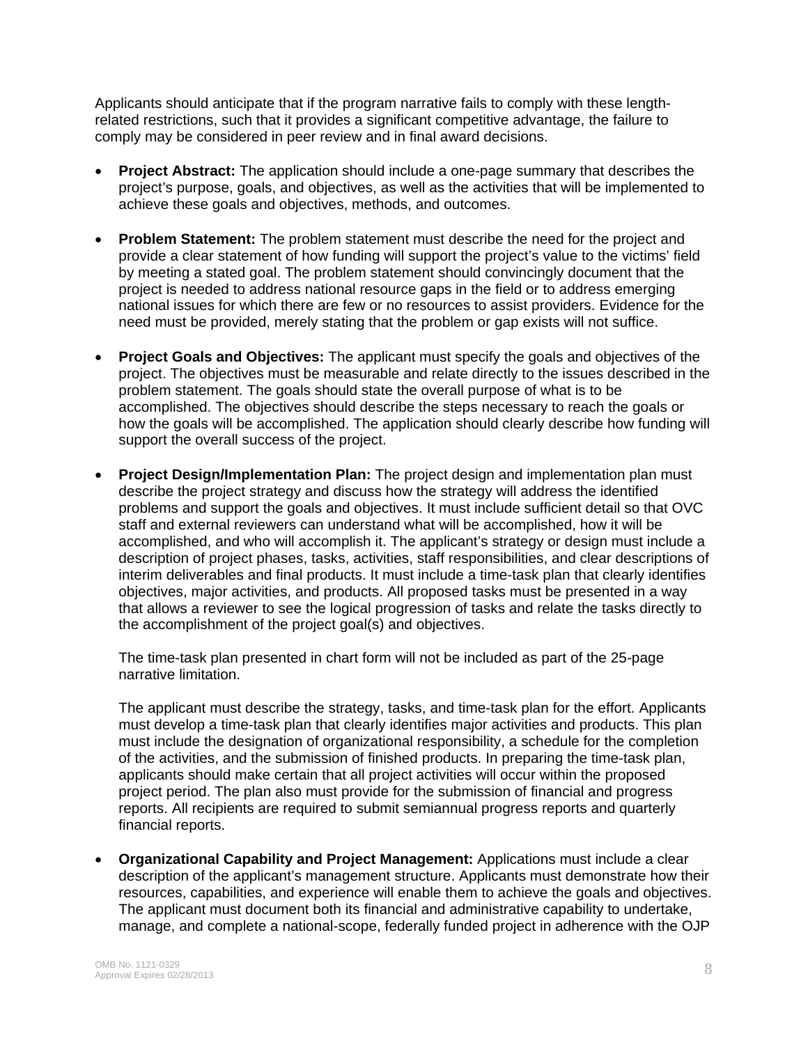Applicants should anticipate that if the program narrative fails to comply with these length-related restrictions, such that it provides a significant competitive advantage, the failure to comply may be considered in peer review and in final award decisions.

- **Project Abstract:** The application should include a one-page summary that describes the project's purpose, goals, and objectives, as well as the activities that will be implemented to achieve these goals and objectives, methods, and outcomes.

- **Problem Statement:** The problem statement must describe the need for the project and provide a clear statement of how funding will support the project's value to the victims' field by meeting a stated goal. The problem statement should convincingly document that the project is needed to address national resource gaps in the field or to address emerging national issues for which there are few or no resources to assist providers. Evidence for the need must be provided, merely stating that the problem or gap exists will not suffice.

- **Project Goals and Objectives:** The applicant must specify the goals and objectives of the project. The objectives must be measurable and relate directly to the issues described in the problem statement. The goals should state the overall purpose of what is to be accomplished. The objectives should describe the steps necessary to reach the goals or how the goals will be accomplished. The application should clearly describe how funding will support the overall success of the project.

- **Project Design/Implementation Plan:** The project design and implementation plan must describe the project strategy and discuss how the strategy will address the identified problems and support the goals and objectives. It must include sufficient detail so that OVC staff and external reviewers can understand what will be accomplished, how it will be accomplished, and who will accomplish it. The applicant's strategy or design must include a description of project phases, tasks, activities, staff responsibilities, and clear descriptions of interim deliverables and final products. It must include a time-task plan that clearly identifies objectives, major activities, and products. All proposed tasks must be presented in a way that allows a reviewer to see the logical progression of tasks and relate the tasks directly to the accomplishment of the project goal(s) and objectives.

  The time-task plan presented in chart form will not be included as part of the 25-page narrative limitation.

  The applicant must describe the strategy, tasks, and time-task plan for the effort. Applicants must develop a time-task plan that clearly identifies major activities and products. This plan must include the designation of organizational responsibility, a schedule for the completion of the activities, and the submission of finished products. In preparing the time-task plan, applicants should make certain that all project activities will occur within the proposed project period. The plan also must provide for the submission of financial and progress reports. All recipients are required to submit semiannual progress reports and quarterly financial reports.

- **Organizational Capability and Project Management:** Applications must include a clear description of the applicant's management structure. Applicants must demonstrate how their resources, capabilities, and experience will enable them to achieve the goals and objectives. The applicant must document both its financial and administrative capability to undertake, manage, and complete a national-scope, federally funded project in adherence with the OJP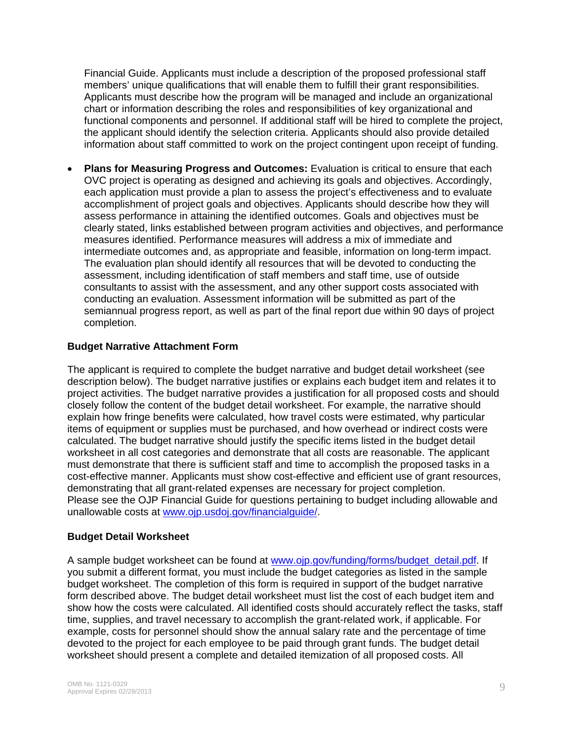Financial Guide. Applicants must include a description of the proposed professional staff members' unique qualifications that will enable them to fulfill their grant responsibilities. Applicants must describe how the program will be managed and include an organizational chart or information describing the roles and responsibilities of key organizational and functional components and personnel. If additional staff will be hired to complete the project, the applicant should identify the selection criteria. Applicants should also provide detailed information about staff committed to work on the project contingent upon receipt of funding.

- **Plans for Measuring Progress and Outcomes:** Evaluation is critical to ensure that each OVC project is operating as designed and achieving its goals and objectives. Accordingly, each application must provide a plan to assess the project's effectiveness and to evaluate accomplishment of project goals and objectives. Applicants should describe how they will assess performance in attaining the identified outcomes. Goals and objectives must be clearly stated, links established between program activities and objectives, and performance measures identified. Performance measures will address a mix of immediate and intermediate outcomes and, as appropriate and feasible, information on long-term impact. The evaluation plan should identify all resources that will be devoted to conducting the assessment, including identification of staff members and staff time, use of outside consultants to assist with the assessment, and any other support costs associated with conducting an evaluation. Assessment information will be submitted as part of the semiannual progress report, as well as part of the final report due within 90 days of project completion.

**Budget Narrative Attachment Form**

The applicant is required to complete the budget narrative and budget detail worksheet (see description below). The budget narrative justifies or explains each budget item and relates it to project activities. The budget narrative provides a justification for all proposed costs and should closely follow the content of the budget detail worksheet. For example, the narrative should explain how fringe benefits were calculated, how travel costs were estimated, why particular items of equipment or supplies must be purchased, and how overhead or indirect costs were calculated. The budget narrative should justify the specific items listed in the budget detail worksheet in all cost categories and demonstrate that all costs are reasonable. The applicant must demonstrate that there is sufficient staff and time to accomplish the proposed tasks in a cost-effective manner. Applicants must show cost-effective and efficient use of grant resources, demonstrating that all grant-related expenses are necessary for project completion.
Please see the OJP Financial Guide for questions pertaining to budget including allowable and unallowable costs at www.ojp.usdoj.gov/financialguide/.

**Budget Detail Worksheet**

A sample budget worksheet can be found at www.ojp.gov/funding/forms/budget_detail.pdf. If you submit a different format, you must include the budget categories as listed in the sample budget worksheet. The completion of this form is required in support of the budget narrative form described above. The budget detail worksheet must list the cost of each budget item and show how the costs were calculated. All identified costs should accurately reflect the tasks, staff time, supplies, and travel necessary to accomplish the grant-related work, if applicable. For example, costs for personnel should show the annual salary rate and the percentage of time devoted to the project for each employee to be paid through grant funds. The budget detail worksheet should present a complete and detailed itemization of all proposed costs. All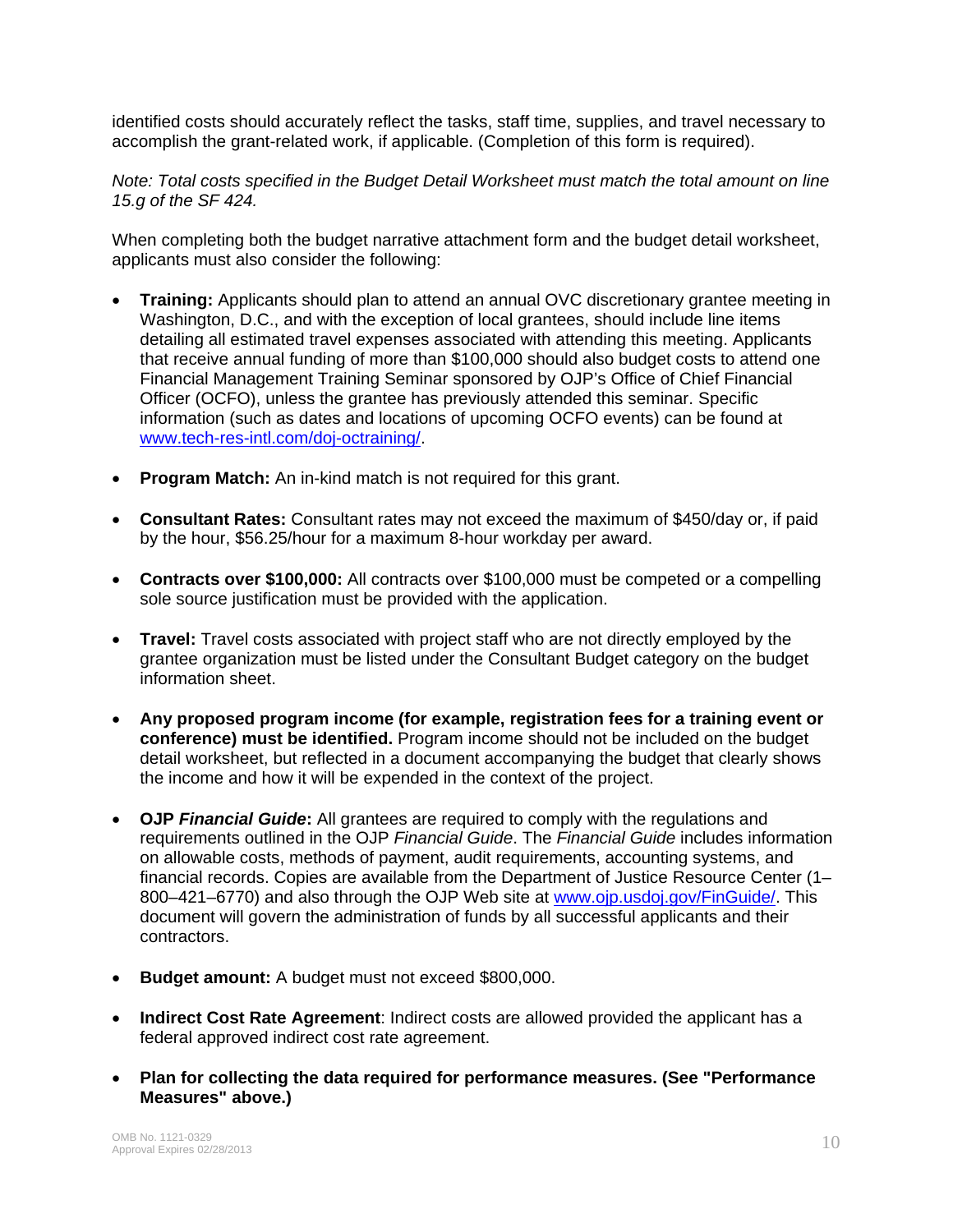identified costs should accurately reflect the tasks, staff time, supplies, and travel necessary to accomplish the grant-related work, if applicable. (Completion of this form is required).

*Note: Total costs specified in the Budget Detail Worksheet must match the total amount on line 15.g of the SF 424.*

When completing both the budget narrative attachment form and the budget detail worksheet, applicants must also consider the following:

- **Training:** Applicants should plan to attend an annual OVC discretionary grantee meeting in Washington, D.C., and with the exception of local grantees, should include line items detailing all estimated travel expenses associated with attending this meeting. Applicants that receive annual funding of more than $100,000 should also budget costs to attend one Financial Management Training Seminar sponsored by OJP's Office of Chief Financial Officer (OCFO), unless the grantee has previously attended this seminar. Specific information (such as dates and locations of upcoming OCFO events) can be found at [www.tech-res-intl.com/doj-octraining/](www.tech-res-intl.com/doj-octraining/).

- **Program Match:** An in-kind match is not required for this grant.

- **Consultant Rates:** Consultant rates may not exceed the maximum of $450/day or, if paid by the hour, $56.25/hour for a maximum 8-hour workday per award.

- **Contracts over $100,000:** All contracts over $100,000 must be competed or a compelling sole source justification must be provided with the application.

- **Travel:** Travel costs associated with project staff who are not directly employed by the grantee organization must be listed under the Consultant Budget category on the budget information sheet.

- **Any proposed program income (for example, registration fees for a training event or conference) must be identified.** Program income should not be included on the budget detail worksheet, but reflected in a document accompanying the budget that clearly shows the income and how it will be expended in the context of the project.

- **OJP *Financial Guide*:** All grantees are required to comply with the regulations and requirements outlined in the OJP *Financial Guide*. The *Financial Guide* includes information on allowable costs, methods of payment, audit requirements, accounting systems, and financial records. Copies are available from the Department of Justice Resource Center (1–800–421–6770) and also through the OJP Web site at [www.ojp.usdoj.gov/FinGuide/](www.ojp.usdoj.gov/FinGuide/). This document will govern the administration of funds by all successful applicants and their contractors.

- **Budget amount:** A budget must not exceed $800,000.

- **Indirect Cost Rate Agreement**: Indirect costs are allowed provided the applicant has a federal approved indirect cost rate agreement.

- **Plan for collecting the data required for performance measures. (See "Performance Measures" above.)**

OMB No. 1121-0329
Approval Expires 02/28/2013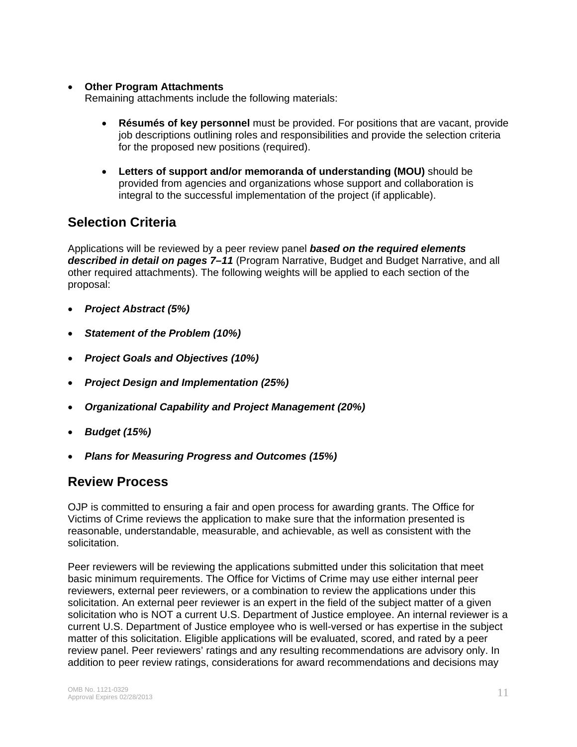- **Other Program Attachments**
  Remaining attachments include the following materials:

  - **Résumés of key personnel** must be provided. For positions that are vacant, provide job descriptions outlining roles and responsibilities and provide the selection criteria for the proposed new positions (required).

  - **Letters of support and/or memoranda of understanding (MOU)** should be provided from agencies and organizations whose support and collaboration is integral to the successful implementation of the project (if applicable).

## Selection Criteria

Applications will be reviewed by a peer review panel ***based on the required elements described in detail on pages 7–11*** (Program Narrative, Budget and Budget Narrative, and all other required attachments). The following weights will be applied to each section of the proposal:

- ***Project Abstract (5%)***
- ***Statement of the Problem (10%)***
- ***Project Goals and Objectives (10%)***
- ***Project Design and Implementation (25%)***
- ***Organizational Capability and Project Management (20%)***
- ***Budget (15%)***
- ***Plans for Measuring Progress and Outcomes (15%)***

## Review Process

OJP is committed to ensuring a fair and open process for awarding grants. The Office for Victims of Crime reviews the application to make sure that the information presented is reasonable, understandable, measurable, and achievable, as well as consistent with the solicitation.

Peer reviewers will be reviewing the applications submitted under this solicitation that meet basic minimum requirements. The Office for Victims of Crime may use either internal peer reviewers, external peer reviewers, or a combination to review the applications under this solicitation. An external peer reviewer is an expert in the field of the subject matter of a given solicitation who is NOT a current U.S. Department of Justice employee. An internal reviewer is a current U.S. Department of Justice employee who is well-versed or has expertise in the subject matter of this solicitation. Eligible applications will be evaluated, scored, and rated by a peer review panel. Peer reviewers' ratings and any resulting recommendations are advisory only. In addition to peer review ratings, considerations for award recommendations and decisions may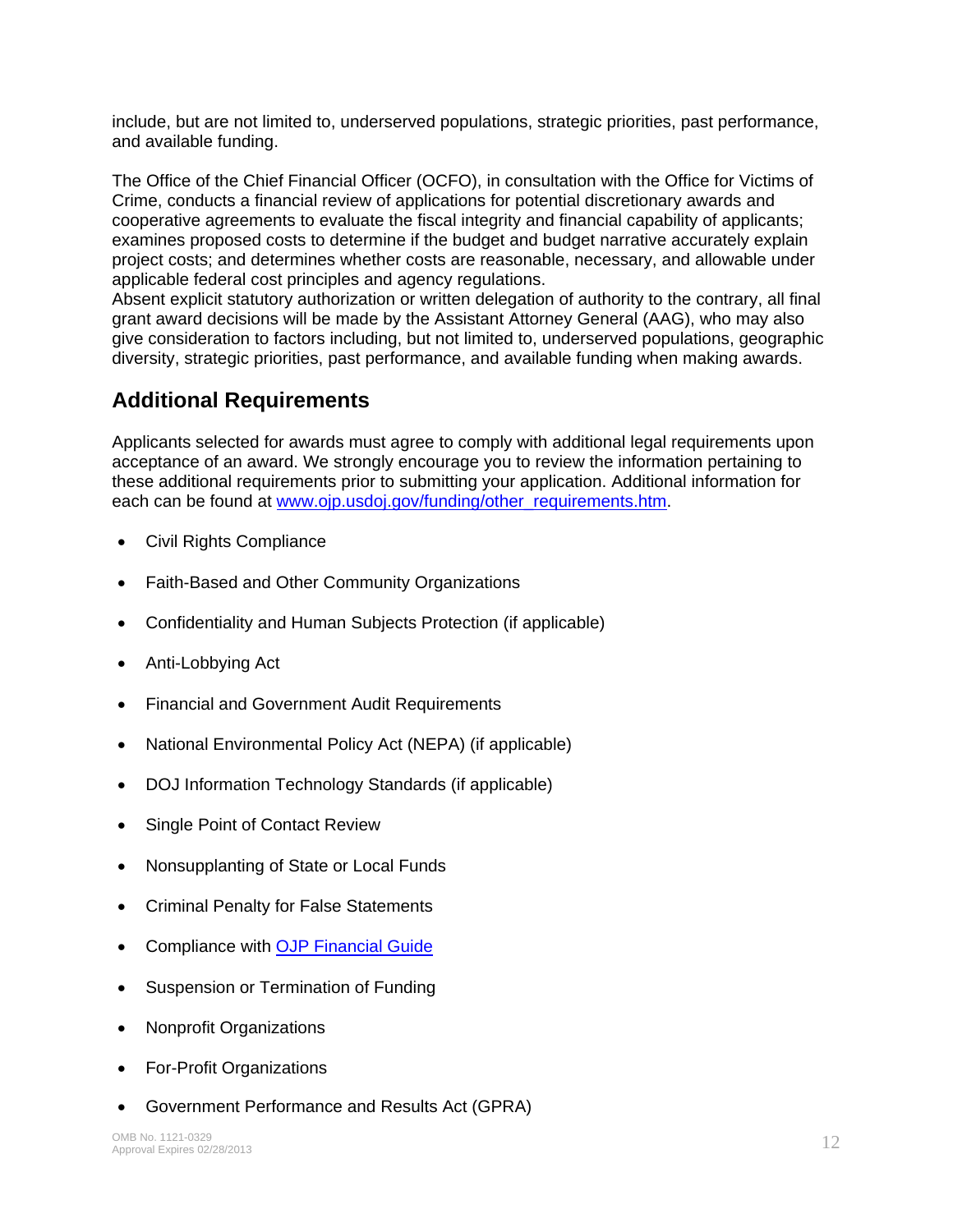include, but are not limited to, underserved populations, strategic priorities, past performance, and available funding.

The Office of the Chief Financial Officer (OCFO), in consultation with the Office for Victims of Crime, conducts a financial review of applications for potential discretionary awards and cooperative agreements to evaluate the fiscal integrity and financial capability of applicants; examines proposed costs to determine if the budget and budget narrative accurately explain project costs; and determines whether costs are reasonable, necessary, and allowable under applicable federal cost principles and agency regulations.
Absent explicit statutory authorization or written delegation of authority to the contrary, all final grant award decisions will be made by the Assistant Attorney General (AAG), who may also give consideration to factors including, but not limited to, underserved populations, geographic diversity, strategic priorities, past performance, and available funding when making awards.

## Additional Requirements

Applicants selected for awards must agree to comply with additional legal requirements upon acceptance of an award. We strongly encourage you to review the information pertaining to these additional requirements prior to submitting your application. Additional information for each can be found at [www.ojp.usdoj.gov/funding/other_requirements.htm](www.ojp.usdoj.gov/funding/other_requirements.htm).

- Civil Rights Compliance
- Faith-Based and Other Community Organizations
- Confidentiality and Human Subjects Protection (if applicable)
- Anti-Lobbying Act
- Financial and Government Audit Requirements
- National Environmental Policy Act (NEPA) (if applicable)
- DOJ Information Technology Standards (if applicable)
- Single Point of Contact Review
- Nonsupplanting of State or Local Funds
- Criminal Penalty for False Statements
- Compliance with OJP Financial Guide
- Suspension or Termination of Funding
- Nonprofit Organizations
- For-Profit Organizations
- Government Performance and Results Act (GPRA)

OMB No. 1121-0329
Approval Expires 02/28/2013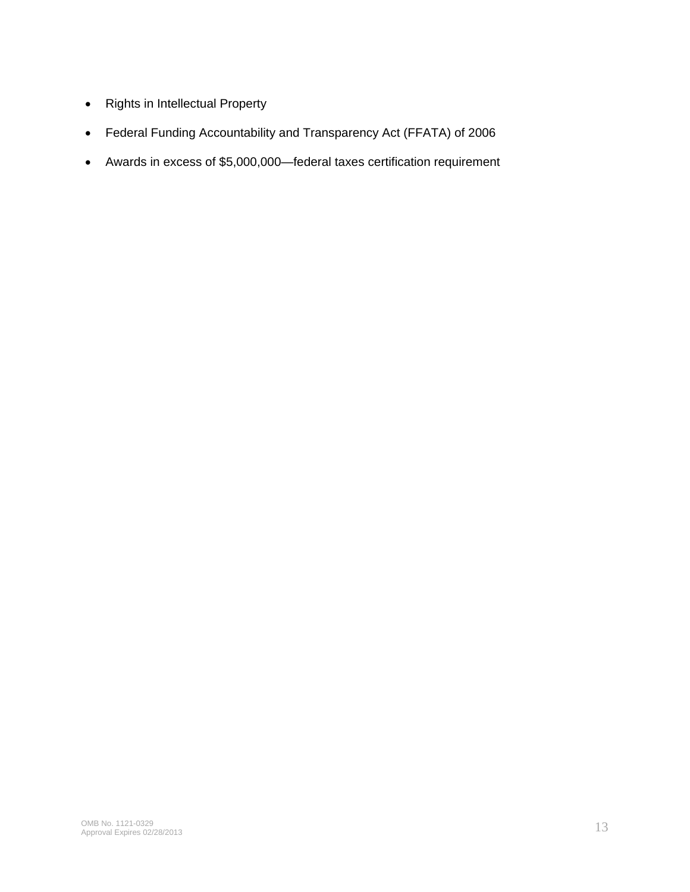- Rights in Intellectual Property
- Federal Funding Accountability and Transparency Act (FFATA) of 2006
- Awards in excess of $5,000,000—federal taxes certification requirement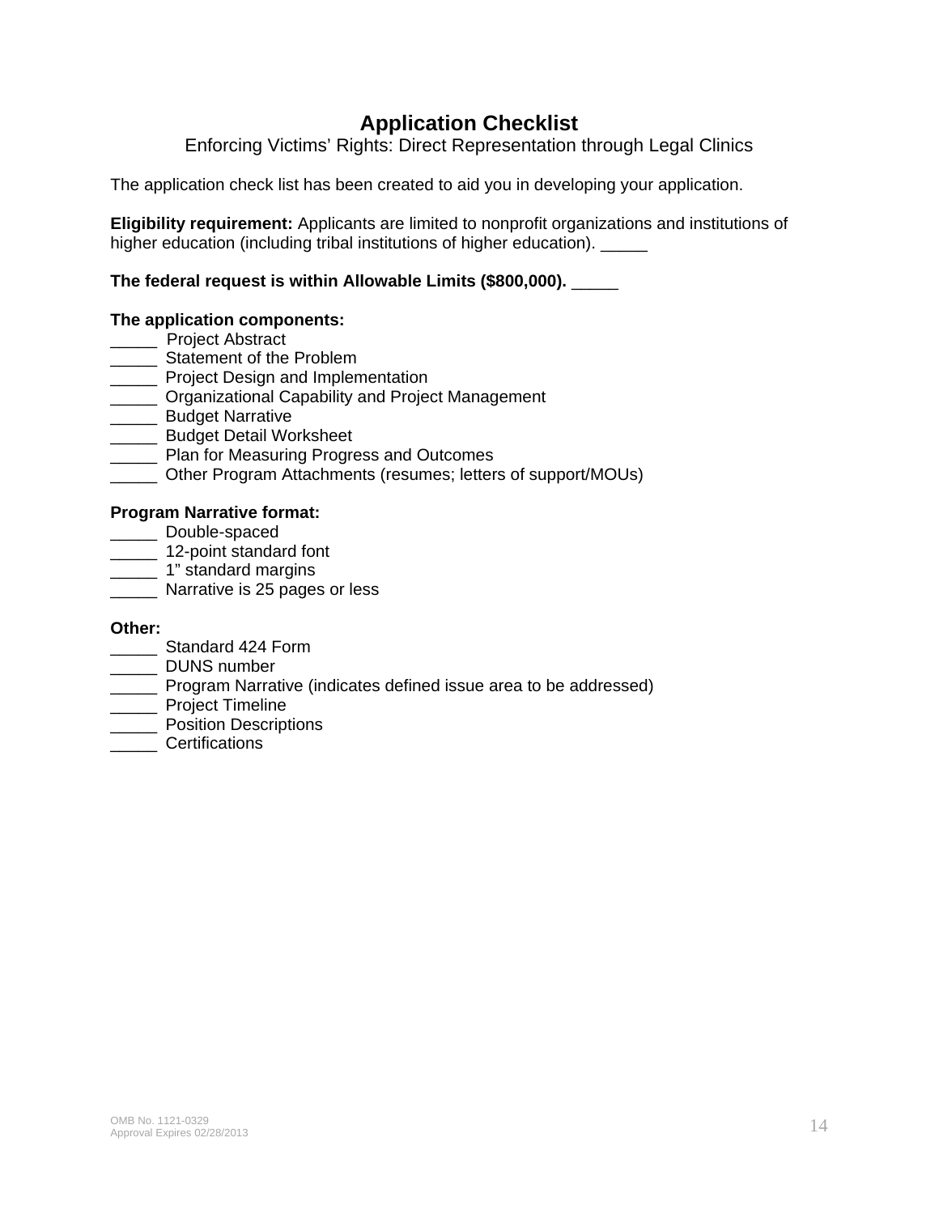# Application Checklist

Enforcing Victims' Rights: Direct Representation through Legal Clinics

The application check list has been created to aid you in developing your application.

**Eligibility requirement:** Applicants are limited to nonprofit organizations and institutions of higher education (including tribal institutions of higher education). _____

**The federal request is within Allowable Limits ($800,000).** _____

**The application components:**

_____ Project Abstract
_____ Statement of the Problem
_____ Project Design and Implementation
_____ Organizational Capability and Project Management
_____ Budget Narrative
_____ Budget Detail Worksheet
_____ Plan for Measuring Progress and Outcomes
_____ Other Program Attachments (resumes; letters of support/MOUs)

**Program Narrative format:**

_____ Double-spaced
_____ 12-point standard font
_____ 1" standard margins
_____ Narrative is 25 pages or less

**Other:**

_____ Standard 424 Form
_____ DUNS number
_____ Program Narrative (indicates defined issue area to be addressed)
_____ Project Timeline
_____ Position Descriptions
_____ Certifications